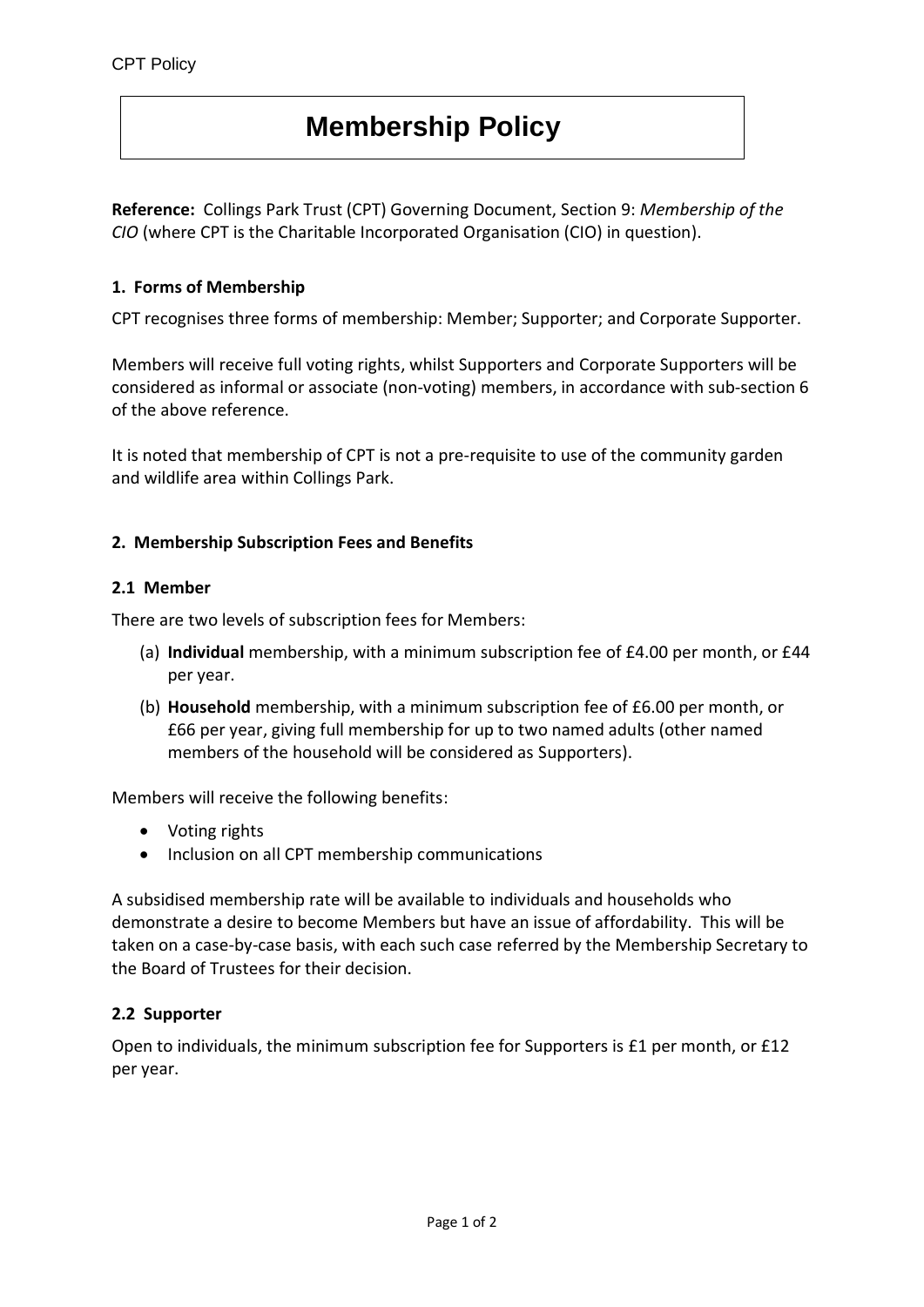# Membership Policy

**Reference:** Collings Park Trust (CPT) Governing Document, Section 9: *Membership of the CIO* (where CPT is the Charitable Incorporated Organisation (CIO) in question).

### 1. Forms of Membership

CPT recognises three forms of membership: Member; Supporter; and Corporate Supporter.

Members will receive full voting rights, whilst Supporters and Corporate Supporters will be considered as informal or associate (non-voting) members, in accordance with sub-section 6 of the above reference.

It is noted that membership of CPT is not a pre-requisite to use of the community garden and wildlife area within Collings Park.

### 2. Membership Subscription Fees and Benefits

#### 2.1 Member

There are two levels of subscription fees for Members:

(a) **Individual** membership, with a minimum subscription fee of £4.00 per month, or £44 per year.

(b) **Household** membership, with a minimum subscription fee of £6.00 per month, or £66 per year, giving full membership for up to two named adults (other named members of the household will be considered as Supporters).

Members will receive the following benefits:

- Voting rights
- Inclusion on all CPT membership communications

A subsidised membership rate will be available to individuals and households who demonstrate a desire to become Members but have an issue of affordability. This will be taken on a case-by-case basis, with each such case referred by the Membership Secretary to the Board of Trustees for their decision.

#### 2.2 Supporter

Open to individuals, the minimum subscription fee for Supporters is £1 per month, or £12 per year.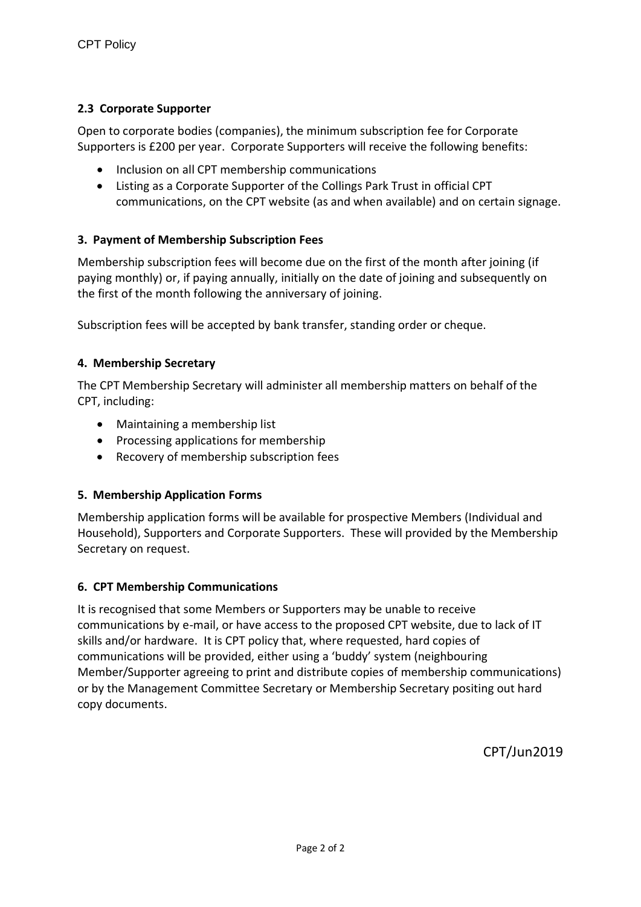### 2.3 Corporate Supporter

Open to corporate bodies (companies), the minimum subscription fee for Corporate Supporters is £200 per year. Corporate Supporters will receive the following benefits:

- Inclusion on all CPT membership communications
- Listing as a Corporate Supporter of the Collings Park Trust in official CPT communications, on the CPT website (as and when available) and on certain signage.

### 3. Payment of Membership Subscription Fees

Membership subscription fees will become due on the first of the month after joining (if paying monthly) or, if paying annually, initially on the date of joining and subsequently on the first of the month following the anniversary of joining.

Subscription fees will be accepted by bank transfer, standing order or cheque.

### 4. Membership Secretary

The CPT Membership Secretary will administer all membership matters on behalf of the CPT, including:

- Maintaining a membership list
- Processing applications for membership
- Recovery of membership subscription fees

### 5. Membership Application Forms

Membership application forms will be available for prospective Members (Individual and Household), Supporters and Corporate Supporters. These will provided by the Membership Secretary on request.

### 6. CPT Membership Communications

It is recognised that some Members or Supporters may be unable to receive communications by e-mail, or have access to the proposed CPT website, due to lack of IT skills and/or hardware. It is CPT policy that, where requested, hard copies of communications will be provided, either using a 'buddy' system (neighbouring Member/Supporter agreeing to print and distribute copies of membership communications) or by the Management Committee Secretary or Membership Secretary positing out hard copy documents.

CPT/Jun2019